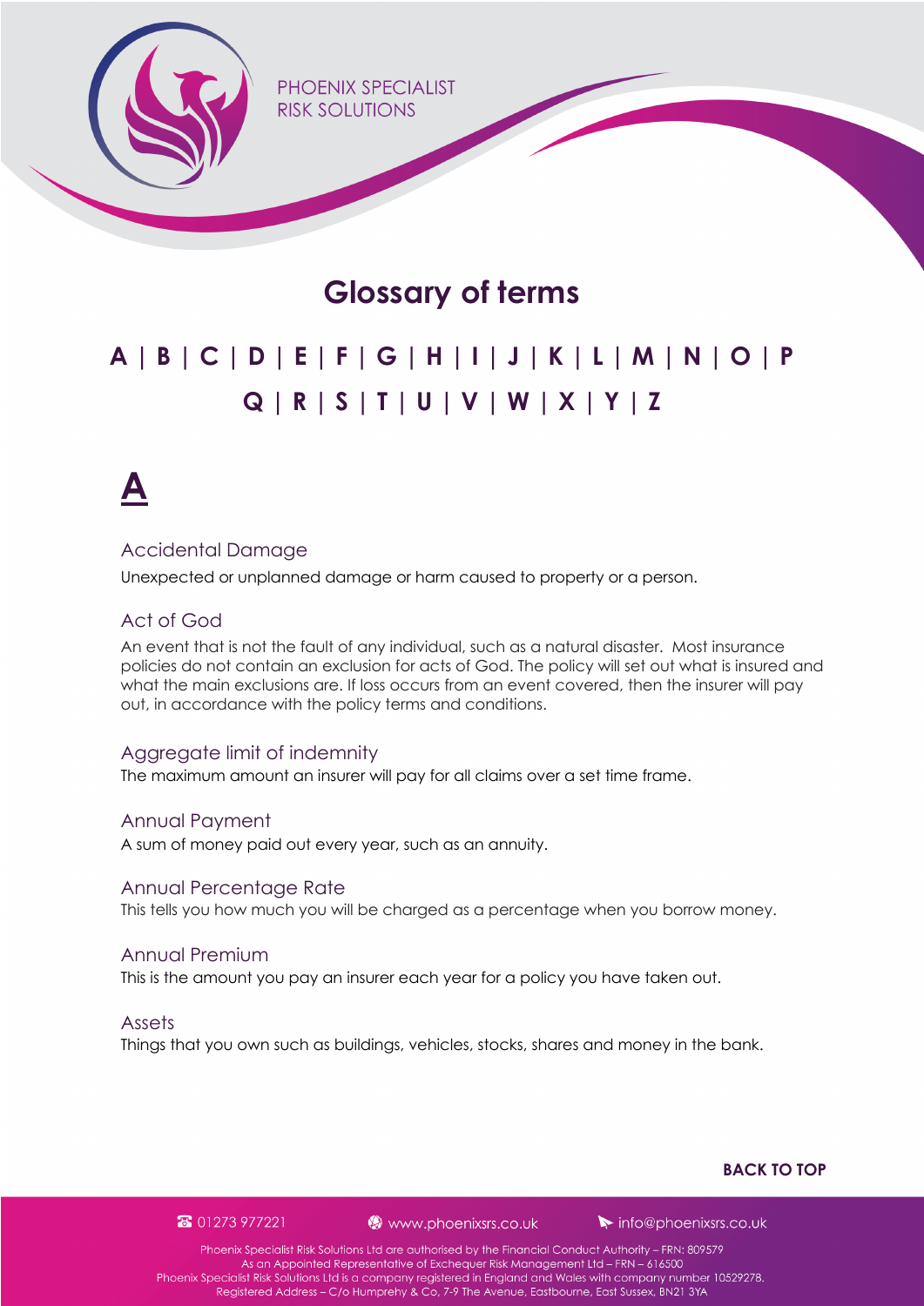PHOENIX SPECIALIST RISK SOLUTIONS

# Glossary of terms

A | B | C | D | E | F | G | H | I | J | K | L | M | N | O | P
Q | R | S | T | U | V | W | X | Y | Z

## A

### Accidental Damage

Unexpected or unplanned damage or harm caused to property or a person.

### Act of God

An event that is not the fault of any individual, such as a natural disaster. Most insurance policies do not contain an exclusion for acts of God. The policy will set out what is insured and what the main exclusions are. If loss occurs from an event covered, then the insurer will pay out, in accordance with the policy terms and conditions.

### Aggregate limit of indemnity

The maximum amount an insurer will pay for all claims over a set time frame.

### Annual Payment

A sum of money paid out every year, such as an annuity.

### Annual Percentage Rate

This tells you how much you will be charged as a percentage when you borrow money.

### Annual Premium

This is the amount you pay an insurer each year for a policy you have taken out.

### Assets

Things that you own such as buildings, vehicles, stocks, shares and money in the bank.

**BACK TO TOP**

01273 977221 www.phoenixsrs.co.uk info@phoenixsrs.co.uk

Phoenix Specialist Risk Solutions Ltd are authorised by the Financial Conduct Authority – FRN: 809579
As an Appointed Representative of Exchequer Risk Management Ltd – FRN – 616500
Phoenix Specialist Risk Solutions Ltd is a company registered in England and Wales with company number 10529278.
Registered Address – C/o Humprehy & Co, 7-9 The Avenue, Eastbourne, East Sussex, BN21 3YA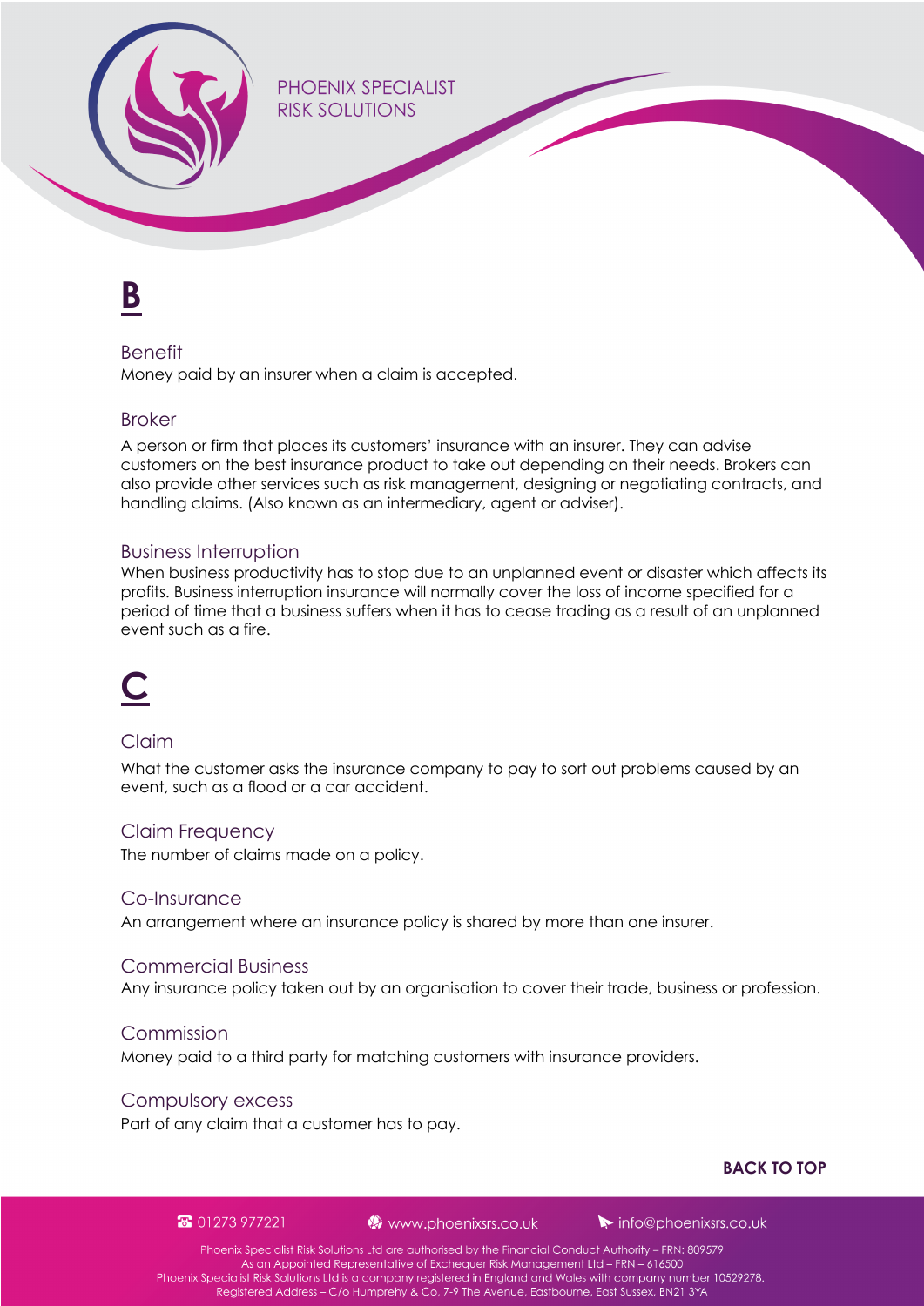# B

### Benefit

Money paid by an insurer when a claim is accepted.

### Broker

A person or firm that places its customers' insurance with an insurer. They can advise customers on the best insurance product to take out depending on their needs. Brokers can also provide other services such as risk management, designing or negotiating contracts, and handling claims. (Also known as an intermediary, agent or adviser).

### Business Interruption

When business productivity has to stop due to an unplanned event or disaster which affects its profits. Business interruption insurance will normally cover the loss of income specified for a period of time that a business suffers when it has to cease trading as a result of an unplanned event such as a fire.

# C

### Claim

What the customer asks the insurance company to pay to sort out problems caused by an event, such as a flood or a car accident.

### Claim Frequency

The number of claims made on a policy.

### Co-Insurance

An arrangement where an insurance policy is shared by more than one insurer.

### Commercial Business

Any insurance policy taken out by an organisation to cover their trade, business or profession.

### Commission

Money paid to a third party for matching customers with insurance providers.

### Compulsory excess

Part of any claim that a customer has to pay.

**BACK TO TOP**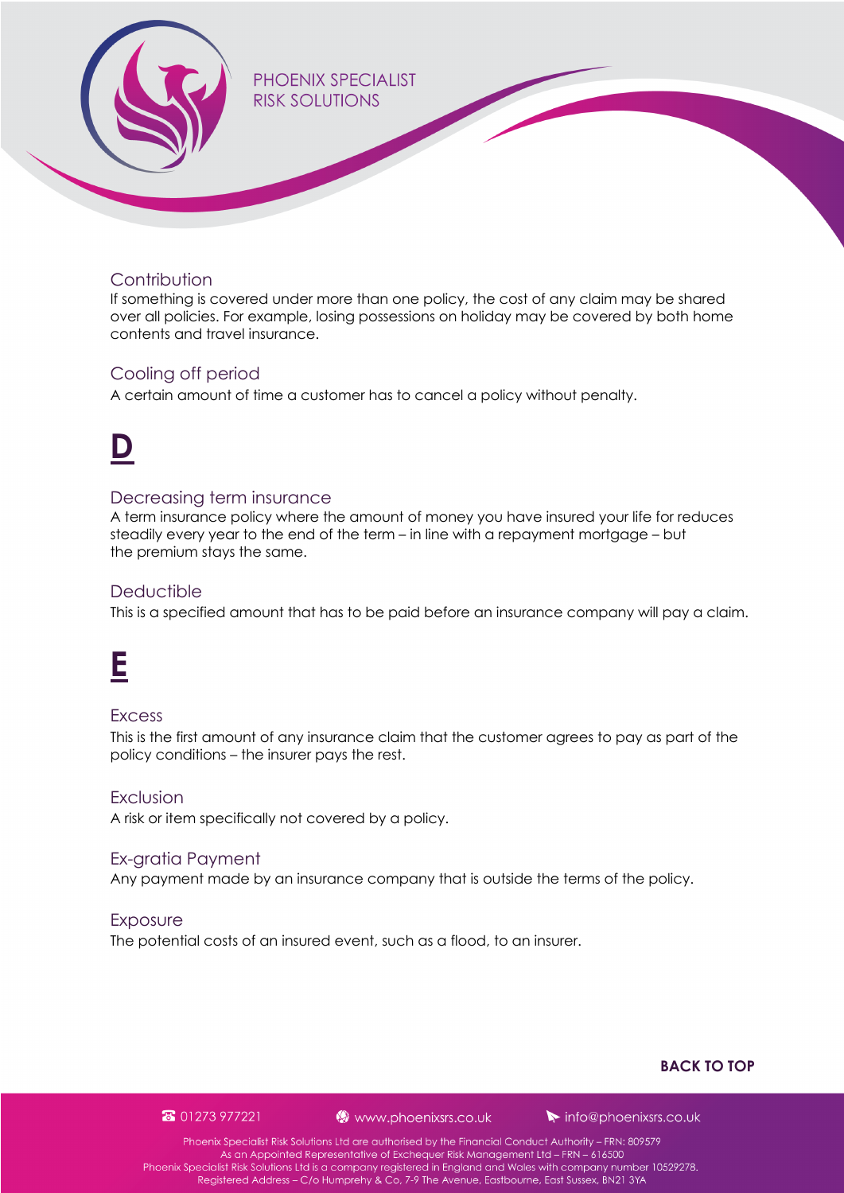### Contribution

If something is covered under more than one policy, the cost of any claim may be shared over all policies. For example, losing possessions on holiday may be covered by both home contents and travel insurance.

### Cooling off period

A certain amount of time a customer has to cancel a policy without penalty.

## D

### Decreasing term insurance

A term insurance policy where the amount of money you have insured your life for reduces steadily every year to the end of the term – in line with a repayment mortgage – but the premium stays the same.

### Deductible

This is a specified amount that has to be paid before an insurance company will pay a claim.

## E

### Excess

This is the first amount of any insurance claim that the customer agrees to pay as part of the policy conditions – the insurer pays the rest.

### Exclusion

A risk or item specifically not covered by a policy.

### Ex-gratia Payment

Any payment made by an insurance company that is outside the terms of the policy.

### Exposure

The potential costs of an insured event, such as a flood, to an insurer.

**BACK TO TOP**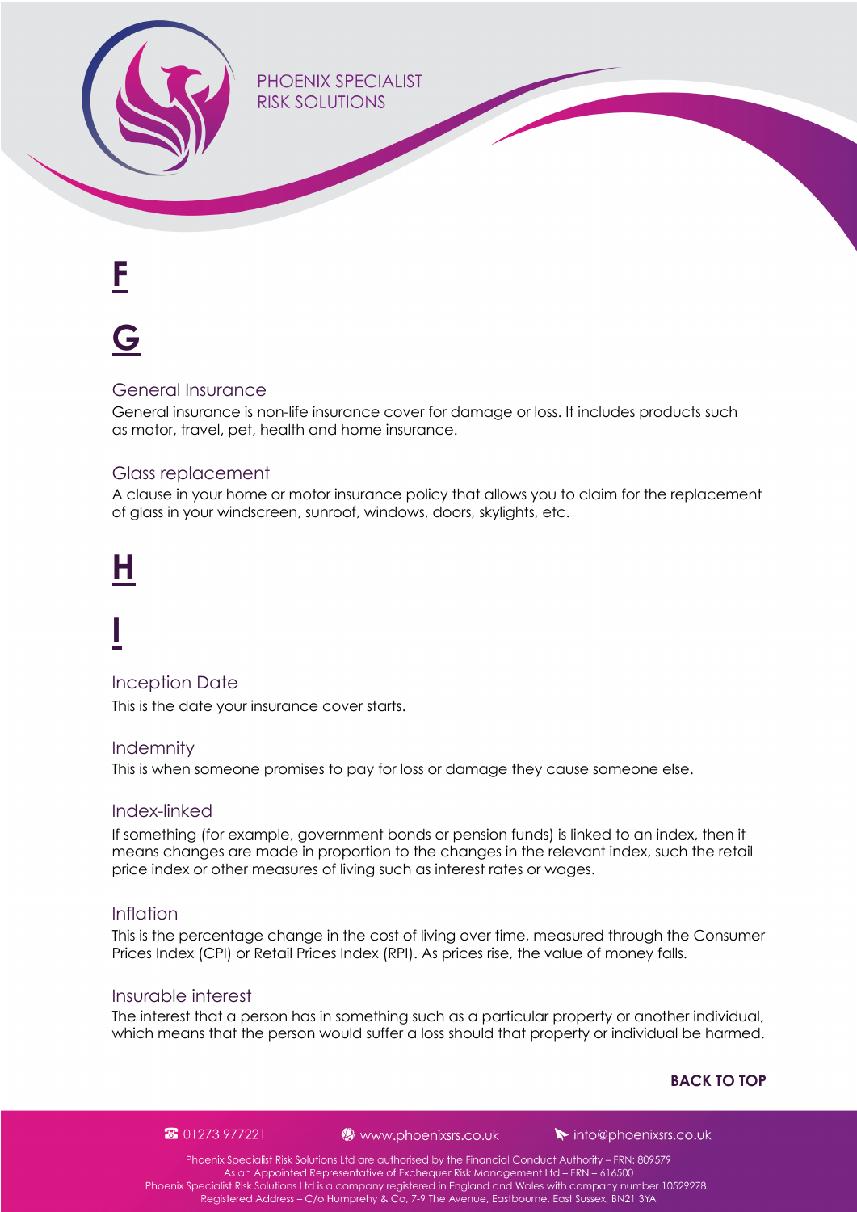# F

# G

## General Insurance

General insurance is non-life insurance cover for damage or loss. It includes products such as motor, travel, pet, health and home insurance.

## Glass replacement

A clause in your home or motor insurance policy that allows you to claim for the replacement of glass in your windscreen, sunroof, windows, doors, skylights, etc.

# H

# I

## Inception Date

This is the date your insurance cover starts.

## Indemnity

This is when someone promises to pay for loss or damage they cause someone else.

## Index-linked

If something (for example, government bonds or pension funds) is linked to an index, then it means changes are made in proportion to the changes in the relevant index, such the retail price index or other measures of living such as interest rates or wages.

## Inflation

This is the percentage change in the cost of living over time, measured through the Consumer Prices Index (CPI) or Retail Prices Index (RPI). As prices rise, the value of money falls.

## Insurable interest

The interest that a person has in something such as a particular property or another individual, which means that the person would suffer a loss should that property or individual be harmed.

**BACK TO TOP**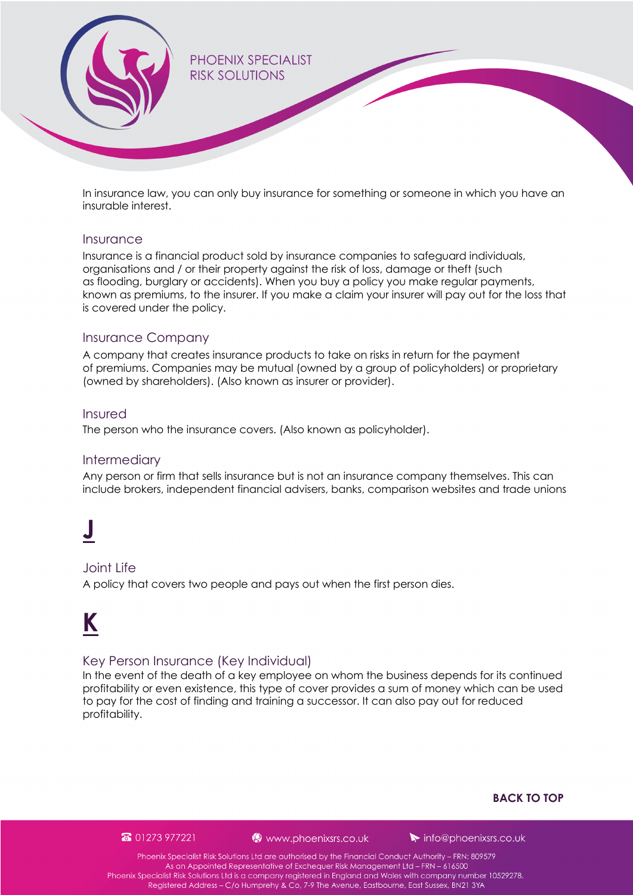In insurance law, you can only buy insurance for something or someone in which you have an insurable interest.

### Insurance

Insurance is a financial product sold by insurance companies to safeguard individuals, organisations and / or their property against the risk of loss, damage or theft (such as flooding, burglary or accidents). When you buy a policy you make regular payments, known as premiums, to the insurer. If you make a claim your insurer will pay out for the loss that is covered under the policy.

### Insurance Company

A company that creates insurance products to take on risks in return for the payment of premiums. Companies may be mutual (owned by a group of policyholders) or proprietary (owned by shareholders). (Also known as insurer or provider).

### Insured

The person who the insurance covers. (Also known as policyholder).

### Intermediary

Any person or firm that sells insurance but is not an insurance company themselves. This can include brokers, independent financial advisers, banks, comparison websites and trade unions

## J

### Joint Life

A policy that covers two people and pays out when the first person dies.

## K

### Key Person Insurance (Key Individual)

In the event of the death of a key employee on whom the business depends for its continued profitability or even existence, this type of cover provides a sum of money which can be used to pay for the cost of finding and training a successor. It can also pay out for reduced profitability.

**BACK TO TOP**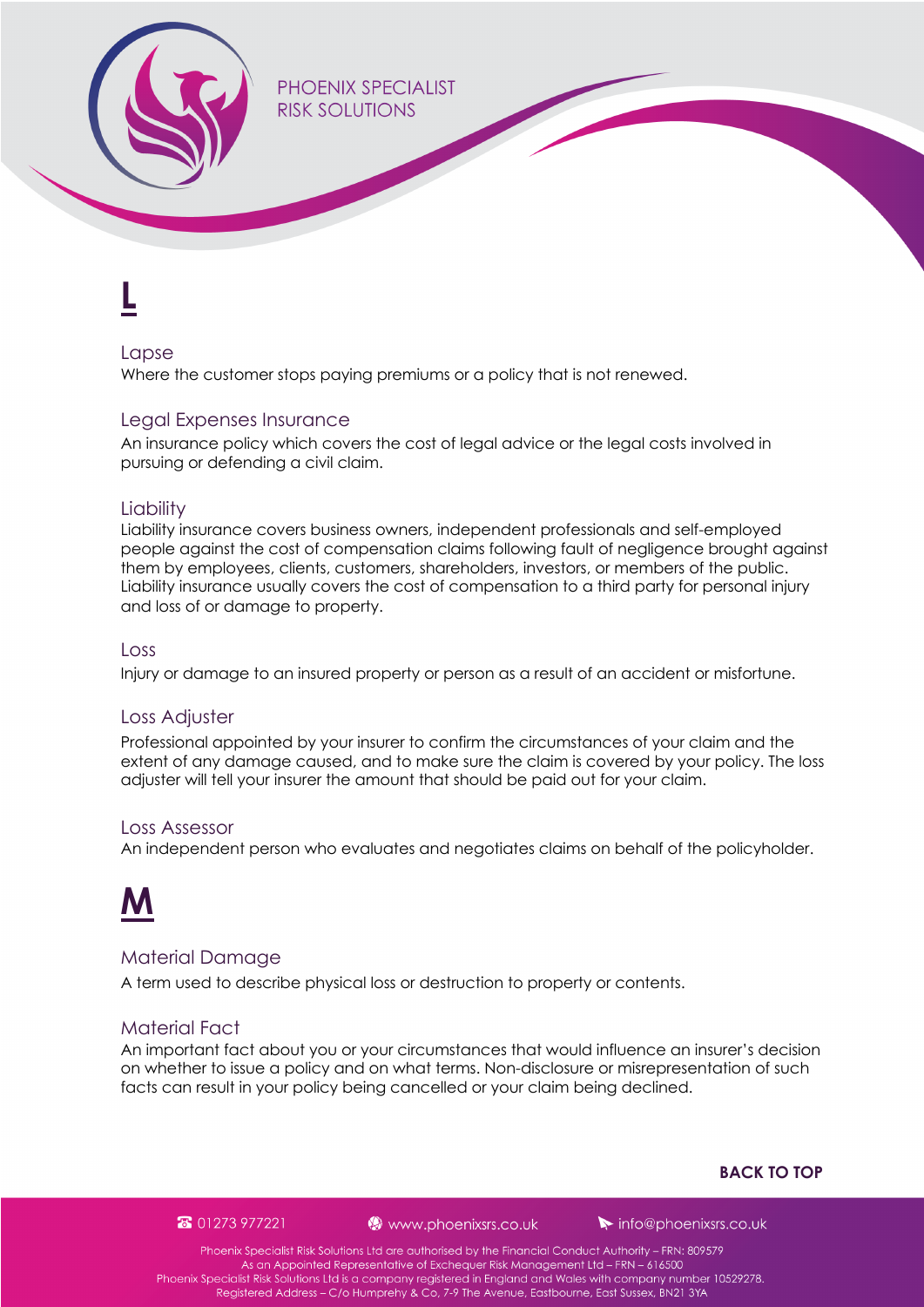# L

## Lapse

Where the customer stops paying premiums or a policy that is not renewed.

## Legal Expenses Insurance

An insurance policy which covers the cost of legal advice or the legal costs involved in pursuing or defending a civil claim.

## Liability

Liability insurance covers business owners, independent professionals and self-employed people against the cost of compensation claims following fault of negligence brought against them by employees, clients, customers, shareholders, investors, or members of the public. Liability insurance usually covers the cost of compensation to a third party for personal injury and loss of or damage to property.

## Loss

Injury or damage to an insured property or person as a result of an accident or misfortune.

## Loss Adjuster

Professional appointed by your insurer to confirm the circumstances of your claim and the extent of any damage caused, and to make sure the claim is covered by your policy. The loss adjuster will tell your insurer the amount that should be paid out for your claim.

## Loss Assessor

An independent person who evaluates and negotiates claims on behalf of the policyholder.

# M

## Material Damage

A term used to describe physical loss or destruction to property or contents.

## Material Fact

An important fact about you or your circumstances that would influence an insurer's decision on whether to issue a policy and on what terms. Non-disclosure or misrepresentation of such facts can result in your policy being cancelled or your claim being declined.

**BACK TO TOP**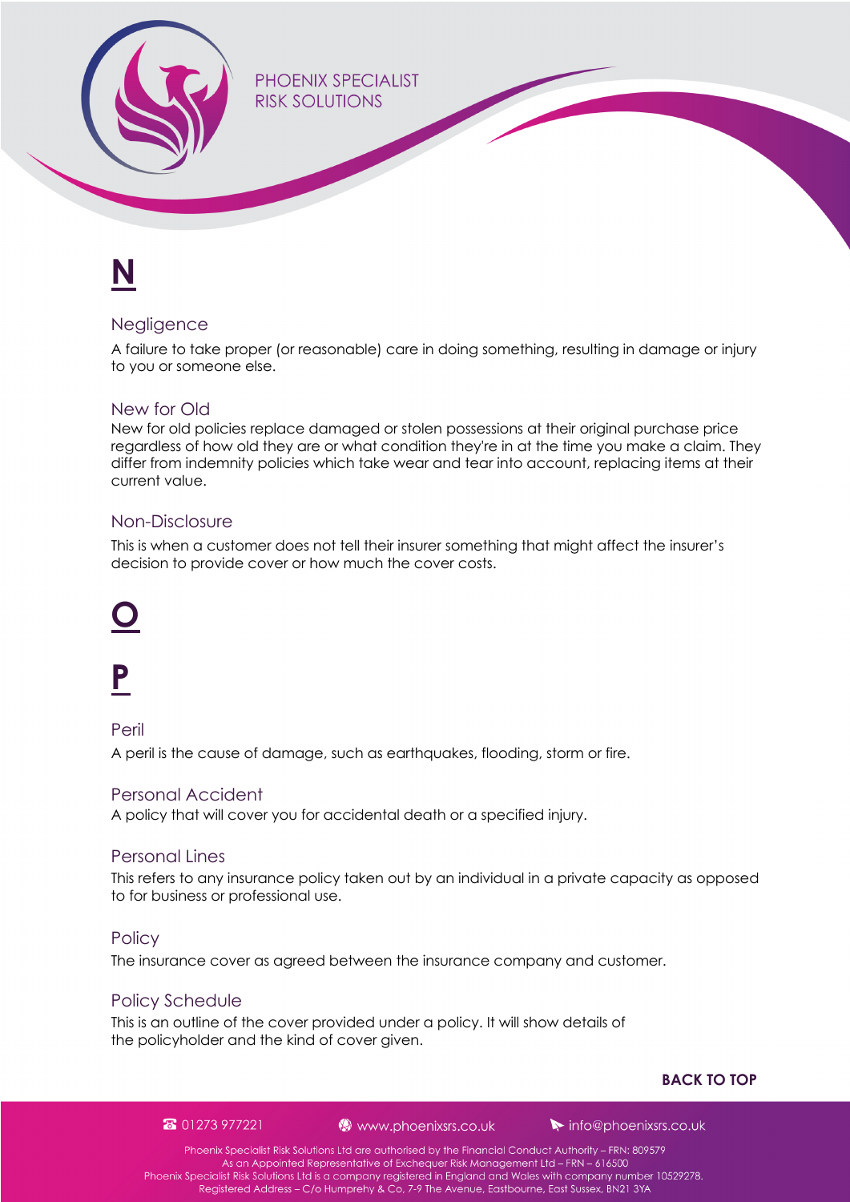# N

## Negligence

A failure to take proper (or reasonable) care in doing something, resulting in damage or injury to you or someone else.

## New for Old

New for old policies replace damaged or stolen possessions at their original purchase price regardless of how old they are or what condition they're in at the time you make a claim. They differ from indemnity policies which take wear and tear into account, replacing items at their current value.

## Non-Disclosure

This is when a customer does not tell their insurer something that might affect the insurer's decision to provide cover or how much the cover costs.

# O

# P

## Peril

A peril is the cause of damage, such as earthquakes, flooding, storm or fire.

## Personal Accident

A policy that will cover you for accidental death or a specified injury.

## Personal Lines

This refers to any insurance policy taken out by an individual in a private capacity as opposed to for business or professional use.

## Policy

The insurance cover as agreed between the insurance company and customer.

## Policy Schedule

This is an outline of the cover provided under a policy. It will show details of the policyholder and the kind of cover given.

**BACK TO TOP**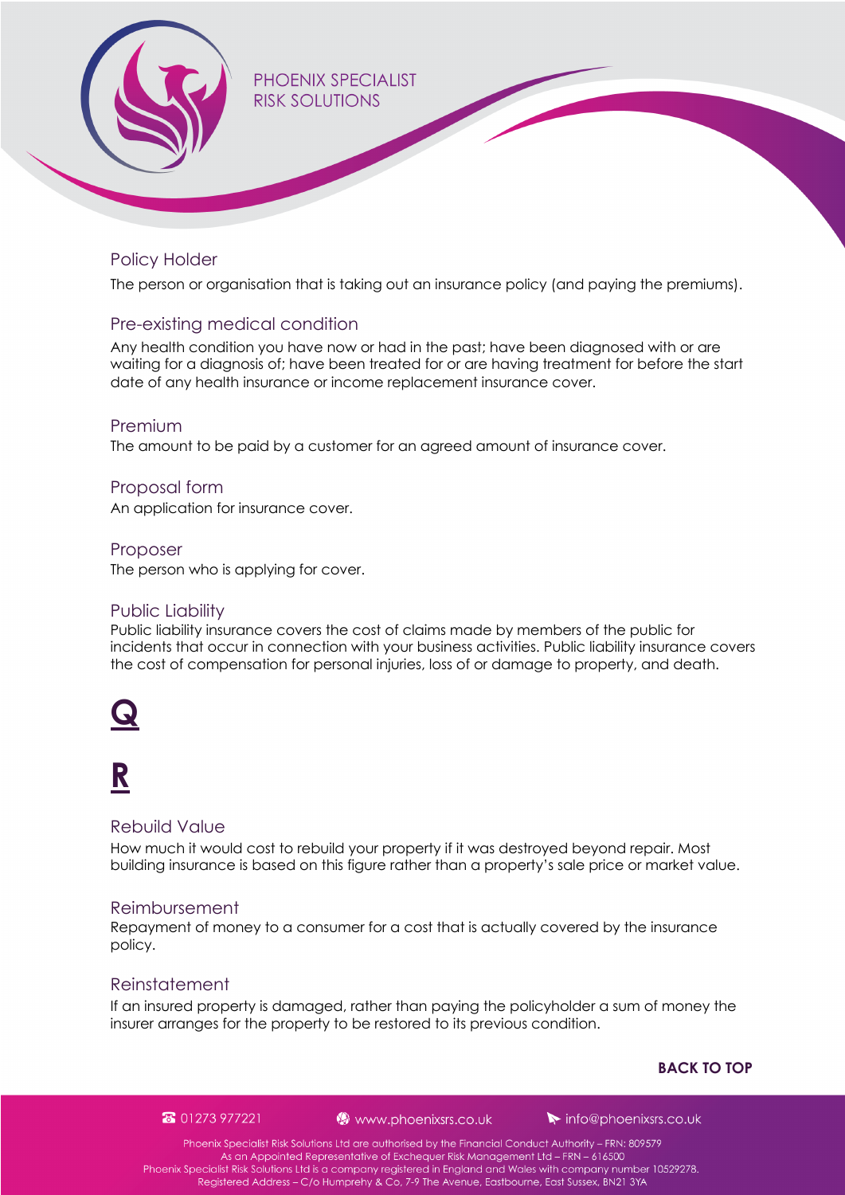### Policy Holder

The person or organisation that is taking out an insurance policy (and paying the premiums).

### Pre-existing medical condition

Any health condition you have now or had in the past; have been diagnosed with or are waiting for a diagnosis of; have been treated for or are having treatment for before the start date of any health insurance or income replacement insurance cover.

### Premium

The amount to be paid by a customer for an agreed amount of insurance cover.

### Proposal form

An application for insurance cover.

### Proposer

The person who is applying for cover.

### Public Liability

Public liability insurance covers the cost of claims made by members of the public for incidents that occur in connection with your business activities. Public liability insurance covers the cost of compensation for personal injuries, loss of or damage to property, and death.

# Q

# R

### Rebuild Value

How much it would cost to rebuild your property if it was destroyed beyond repair. Most building insurance is based on this figure rather than a property's sale price or market value.

### Reimbursement

Repayment of money to a consumer for a cost that is actually covered by the insurance policy.

### Reinstatement

If an insured property is damaged, rather than paying the policyholder a sum of money the insurer arranges for the property to be restored to its previous condition.

**BACK TO TOP**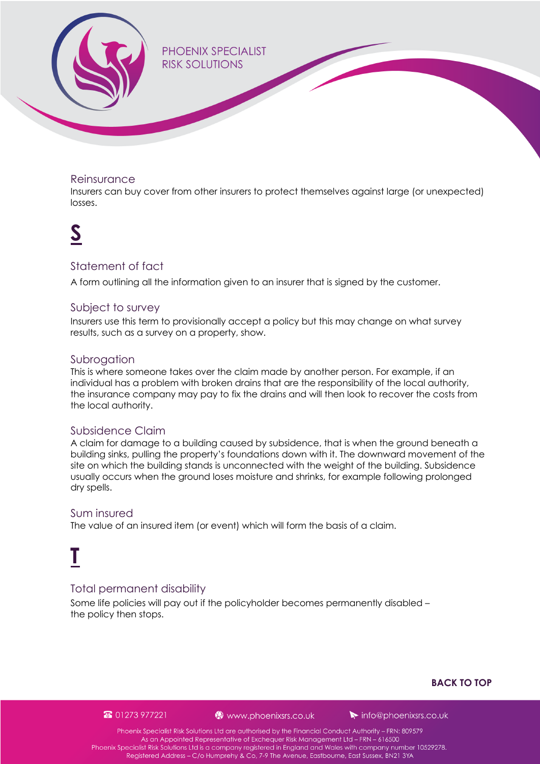### Reinsurance

Insurers can buy cover from other insurers to protect themselves against large (or unexpected) losses.

## S

### Statement of fact

A form outlining all the information given to an insurer that is signed by the customer.

### Subject to survey

Insurers use this term to provisionally accept a policy but this may change on what survey results, such as a survey on a property, show.

### Subrogation

This is where someone takes over the claim made by another person. For example, if an individual has a problem with broken drains that are the responsibility of the local authority, the insurance company may pay to fix the drains and will then look to recover the costs from the local authority.

### Subsidence Claim

A claim for damage to a building caused by subsidence, that is when the ground beneath a building sinks, pulling the property's foundations down with it. The downward movement of the site on which the building stands is unconnected with the weight of the building. Subsidence usually occurs when the ground loses moisture and shrinks, for example following prolonged dry spells.

### Sum insured

The value of an insured item (or event) which will form the basis of a claim.

## T

### Total permanent disability

Some life policies will pay out if the policyholder becomes permanently disabled – the policy then stops.

**BACK TO TOP**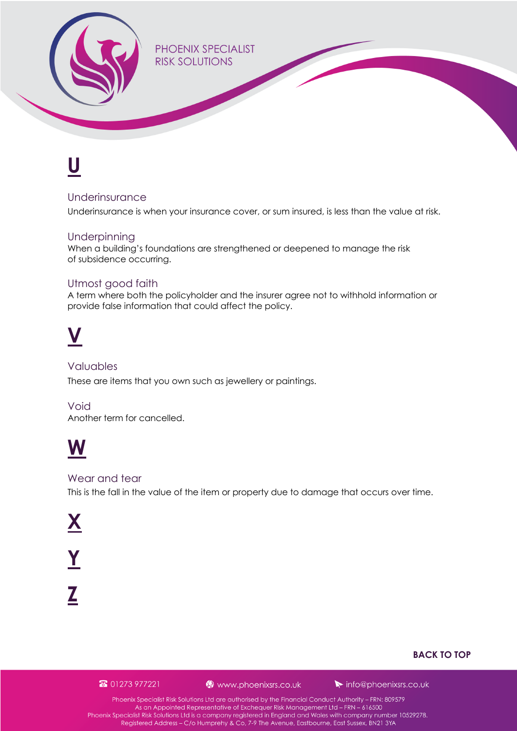## U

### Underinsurance

Underinsurance is when your insurance cover, or sum insured, is less than the value at risk.

### Underpinning

When a building's foundations are strengthened or deepened to manage the risk of subsidence occurring.

### Utmost good faith

A term where both the policyholder and the insurer agree not to withhold information or provide false information that could affect the policy.

## V

### Valuables

These are items that you own such as jewellery or paintings.

### Void

Another term for cancelled.

## W

### Wear and tear

This is the fall in the value of the item or property due to damage that occurs over time.

## X

## Y

## Z

**BACK TO TOP**